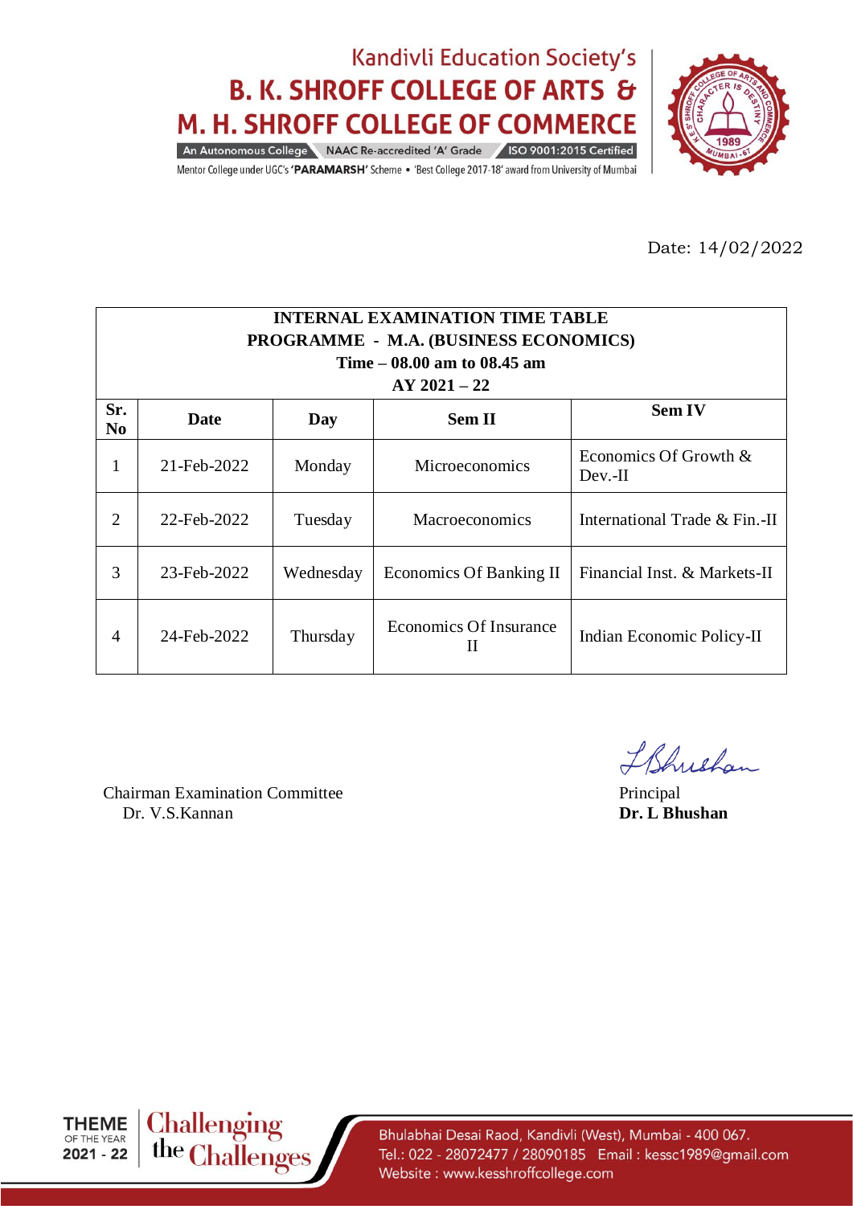Kandivli Education Society's

# B. K. SHROFF COLLEGE OF ARTS & M. H. SHROFF COLLEGE OF COMMERCE

An Autonomous College | NAAC Re-accredited 'A' Grade | ISO 9001:2015 Certified

Mentor College under UGC's **'PARAMARSH'** Scheme • 'Best College 2017-18' award from University of Mumbai

Date: 14/02/2022

**INTERNAL EXAMINATION TIME TABLE**
**PROGRAMME - M.A. (BUSINESS ECONOMICS)**
**Time – 08.00 am to 08.45 am**
**AY 2021 – 22**

| Sr. No | Date | Day | Sem II | Sem IV |
|---|---|---|---|---|
| 1 | 21-Feb-2022 | Monday | Microeconomics | Economics Of Growth & Dev.-II |
| 2 | 22-Feb-2022 | Tuesday | Macroeconomics | International Trade & Fin.-II |
| 3 | 23-Feb-2022 | Wednesday | Economics Of Banking II | Financial Inst. & Markets-II |
| 4 | 24-Feb-2022 | Thursday | Economics Of Insurance II | Indian Economic Policy-II |

Chairman Examination Committee
Dr. V.S.Kannan

Principal
**Dr. L Bhushan**

THEME OF THE YEAR 2021 - 22 Challenging the Challenges

Bhulabhai Desai Raod, Kandivli (West), Mumbai - 400 067.
Tel.: 022 - 28072477 / 28090185 Email : kessc1989@gmail.com
Website : www.kesshroffcollege.com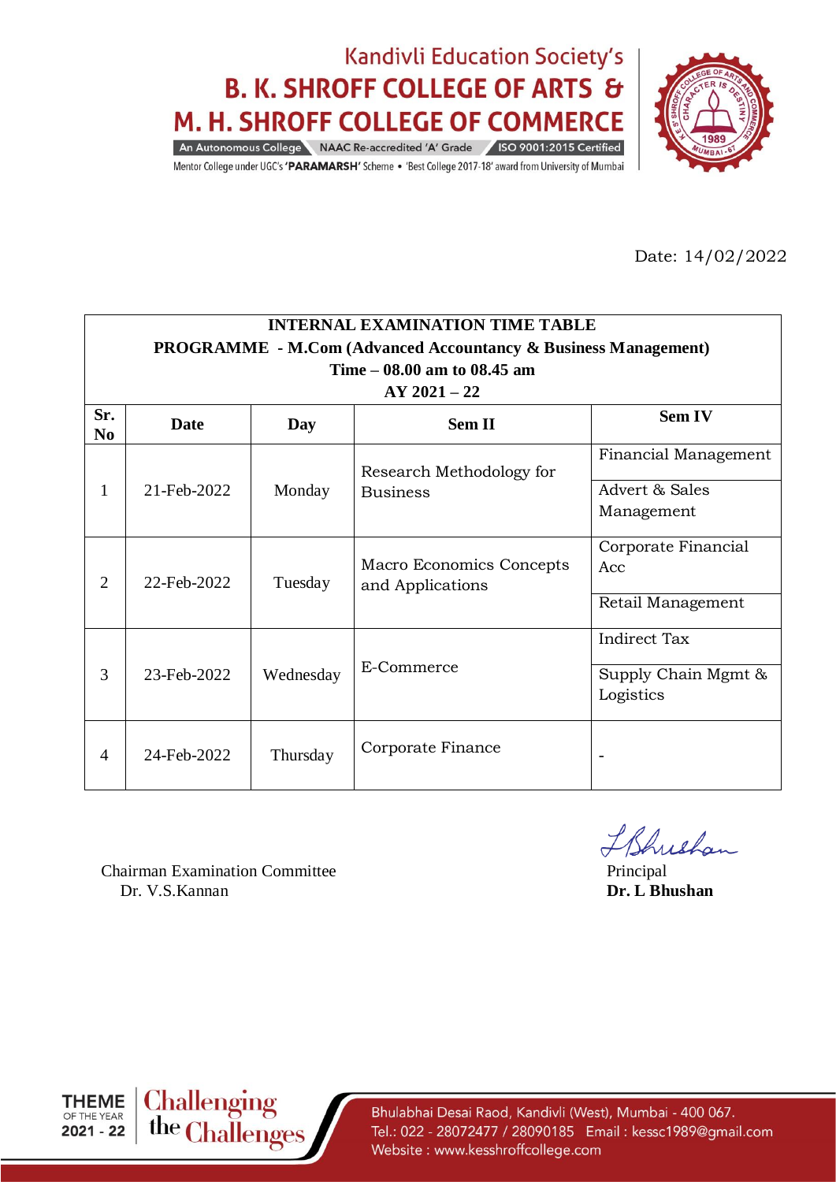Kandivli Education Society's

# B. K. SHROFF COLLEGE OF ARTS & M. H. SHROFF COLLEGE OF COMMERCE

An Autonomous College | NAAC Re-accredited 'A' Grade | ISO 9001:2015 Certified

Mentor College under UGC's **'PARAMARSH'** Scheme • 'Best College 2017-18' award from University of Mumbai

Date: 14/02/2022

**INTERNAL EXAMINATION TIME TABLE**
**PROGRAMME - M.Com (Advanced Accountancy & Business Management)**
**Time – 08.00 am to 08.45 am**
**AY 2021 – 22**

| Sr. No | Date | Day | Sem II | Sem IV |
|---|---|---|---|---|
| 1 | 21-Feb-2022 | Monday | Research Methodology for Business | Financial Management |
| | | | | Advert & Sales Management |
| 2 | 22-Feb-2022 | Tuesday | Macro Economics Concepts and Applications | Corporate Financial Acc |
| | | | | Retail Management |
| 3 | 23-Feb-2022 | Wednesday | E-Commerce | Indirect Tax |
| | | | | Supply Chain Mgmt & Logistics |
| 4 | 24-Feb-2022 | Thursday | Corporate Finance | - |

Chairman Examination Committee
Dr. V.S.Kannan

Principal
**Dr. L Bhushan**

Bhulabhai Desai Raod, Kandivli (West), Mumbai - 400 067.
Tel.: 022 - 28072477 / 28090185 Email : kessc1989@gmail.com
Website : www.kesshroffcollege.com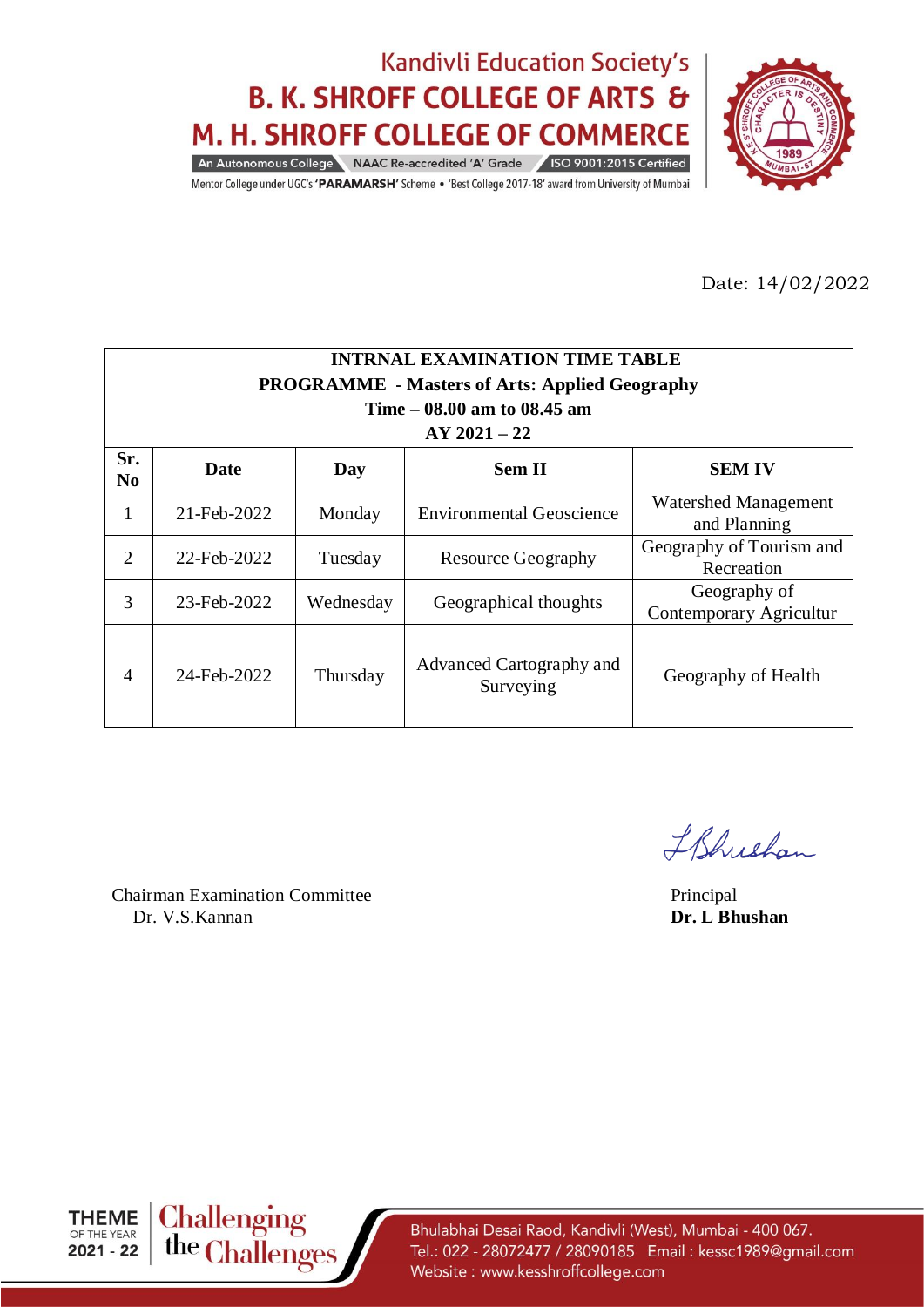Kandivli Education Society's
**B. K. SHROFF COLLEGE OF ARTS & M. H. SHROFF COLLEGE OF COMMERCE**
An Autonomous College | NAAC Re-accredited 'A' Grade | ISO 9001:2015 Certified
Mentor College under UGC's **'PARAMARSH'** Scheme • 'Best College 2017-18' award from University of Mumbai

Date: 14/02/2022

| **INTRNAL EXAMINATION TIME TABLE<br>PROGRAMME - Masters of Arts: Applied Geography<br>Time – 08.00 am to 08.45 am<br>AY 2021 – 22** | | | | |
|---|---|---|---|---|
| **Sr. No** | **Date** | **Day** | **Sem II** | **SEM IV** |
| 1 | 21-Feb-2022 | Monday | Environmental Geoscience | Watershed Management and Planning |
| 2 | 22-Feb-2022 | Tuesday | Resource Geography | Geography of Tourism and Recreation |
| 3 | 23-Feb-2022 | Wednesday | Geographical thoughts | Geography of Contemporary Agricultur |
| 4 | 24-Feb-2022 | Thursday | Advanced Cartography and Surveying | Geography of Health |

Chairman Examination Committee
Dr. V.S.Kannan

Principal
**Dr. L Bhushan**

THEME OF THE YEAR 2021 - 22 Challenging the Challenges

Bhulabhai Desai Raod, Kandivli (West), Mumbai - 400 067.
Tel.: 022 - 28072477 / 28090185 Email : kessc1989@gmail.com
Website : www.kesshroffcollege.com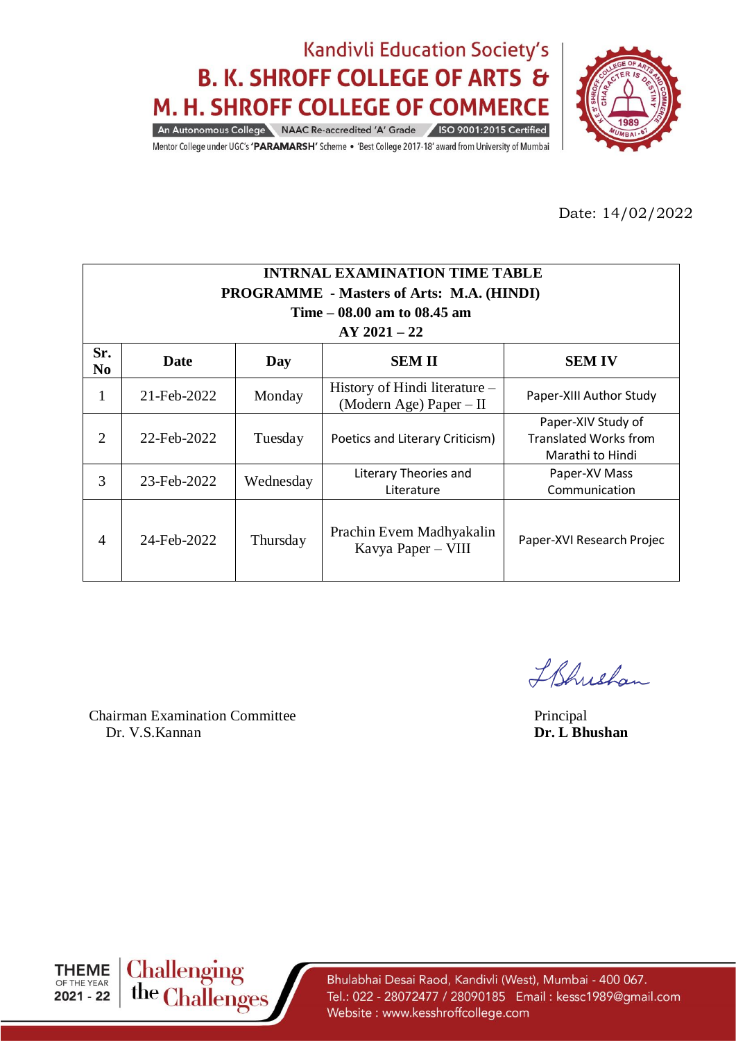Kandivli Education Society's

**B. K. SHROFF COLLEGE OF ARTS &**
**M. H. SHROFF COLLEGE OF COMMERCE**

An Autonomous College | NAAC Re-accredited 'A' Grade | ISO 9001:2015 Certified

Mentor College under UGC's **'PARAMARSH'** Scheme • 'Best College 2017-18' award from University of Mumbai

Date: 14/02/2022

**INTRNAL EXAMINATION TIME TABLE**
**PROGRAMME - Masters of Arts: M.A. (HINDI)**
**Time – 08.00 am to 08.45 am**
**AY 2021 – 22**

| Sr. No | Date | Day | SEM II | SEM IV |
|---|---|---|---|---|
| 1 | 21-Feb-2022 | Monday | History of Hindi literature – (Modern Age) Paper – II | Paper-XIII Author Study |
| 2 | 22-Feb-2022 | Tuesday | Poetics and Literary Criticism) | Paper-XIV Study of Translated Works from Marathi to Hindi |
| 3 | 23-Feb-2022 | Wednesday | Literary Theories and Literature | Paper-XV Mass Communication |
| 4 | 24-Feb-2022 | Thursday | Prachin Evem Madhyakalin Kavya Paper – VIII | Paper-XVI Research Projec |

Chairman Examination Committee
Dr. V.S.Kannan

Principal
**Dr. L Bhushan**

THEME OF THE YEAR 2021 - 22 Challenging the Challenges

Bhulabhai Desai Raod, Kandivli (West), Mumbai - 400 067.
Tel.: 022 - 28072477 / 28090185 Email : kessc1989@gmail.com
Website : www.kesshroffcollege.com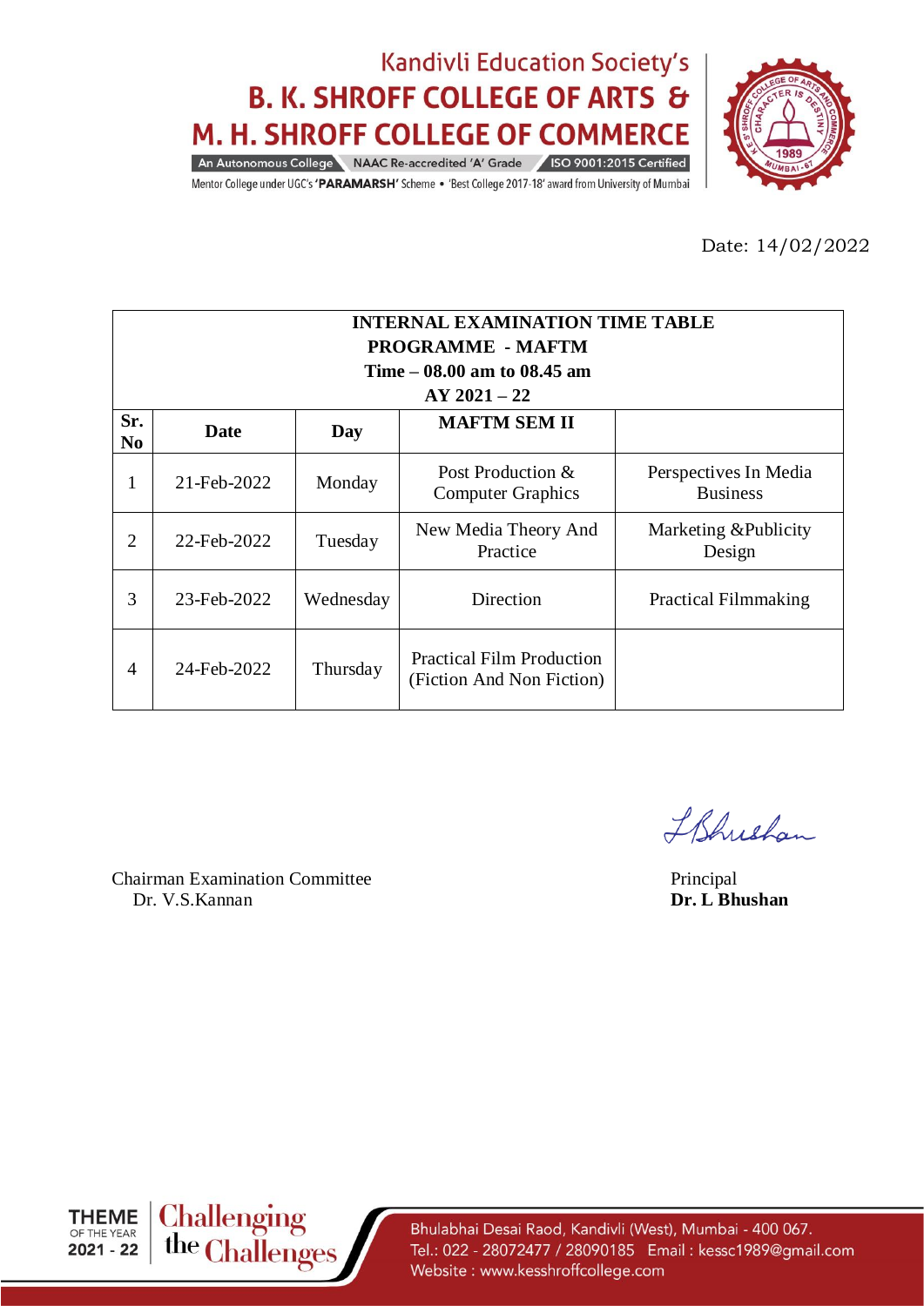Kandivli Education Society's

**B. K. SHROFF COLLEGE OF ARTS & M. H. SHROFF COLLEGE OF COMMERCE**

An Autonomous College | NAAC Re-accredited 'A' Grade | ISO 9001:2015 Certified

Mentor College under UGC's **'PARAMARSH'** Scheme • 'Best College 2017-18' award from University of Mumbai

Date: 14/02/2022

| **INTERNAL EXAMINATION TIME TABLE PROGRAMME - MAFTM Time – 08.00 am to 08.45 am AY 2021 – 22** | | | | |
|---|---|---|---|---|
| **Sr. No** | **Date** | **Day** | **MAFTM SEM II** | |
| 1 | 21-Feb-2022 | Monday | Post Production & Computer Graphics | Perspectives In Media Business |
| 2 | 22-Feb-2022 | Tuesday | New Media Theory And Practice | Marketing &Publicity Design |
| 3 | 23-Feb-2022 | Wednesday | Direction | Practical Filmmaking |
| 4 | 24-Feb-2022 | Thursday | Practical Film Production (Fiction And Non Fiction) | |

Chairman Examination Committee
Dr. V.S.Kannan

Principal
**Dr. L Bhushan**

THEME OF THE YEAR 2021 - 22 Challenging the Challenges

Bhulabhai Desai Raod, Kandivli (West), Mumbai - 400 067.
Tel.: 022 - 28072477 / 28090185 Email : kessc1989@gmail.com
Website : www.kesshroffcollege.com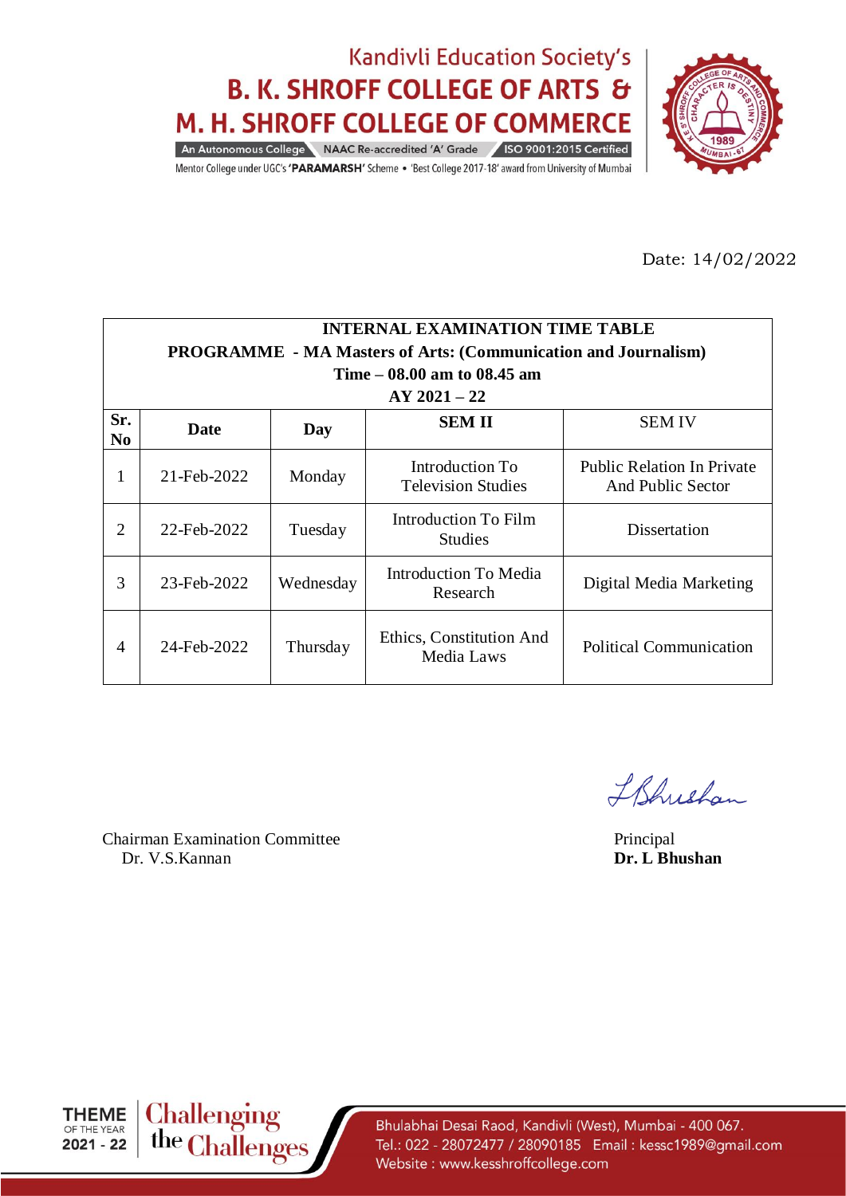Kandivli Education Society's

**B. K. SHROFF COLLEGE OF ARTS & M. H. SHROFF COLLEGE OF COMMERCE**

An Autonomous College | NAAC Re-accredited 'A' Grade | ISO 9001:2015 Certified

Mentor College under UGC's **'PARAMARSH'** Scheme • 'Best College 2017-18' award from University of Mumbai

Date: 14/02/2022

| **INTERNAL EXAMINATION TIME TABLE<br>PROGRAMME - MA Masters of Arts: (Communication and Journalism)<br>Time – 08.00 am to 08.45 am<br>AY 2021 – 22** | | | | |
|---|---|---|---|---|
| **Sr. No** | **Date** | **Day** | **SEM II** | SEM IV |
| 1 | 21-Feb-2022 | Monday | Introduction To Television Studies | Public Relation In Private And Public Sector |
| 2 | 22-Feb-2022 | Tuesday | Introduction To Film Studies | Dissertation |
| 3 | 23-Feb-2022 | Wednesday | Introduction To Media Research | Digital Media Marketing |
| 4 | 24-Feb-2022 | Thursday | Ethics, Constitution And Media Laws | Political Communication |

Chairman Examination Committee
Dr. V.S.Kannan

Principal
**Dr. L Bhushan**

THEME OF THE YEAR 2021 - 22 Challenging the Challenges

Bhulabhai Desai Raod, Kandivli (West), Mumbai - 400 067.
Tel.: 022 - 28072477 / 28090185 Email : kessc1989@gmail.com
Website : www.kesshroffcollege.com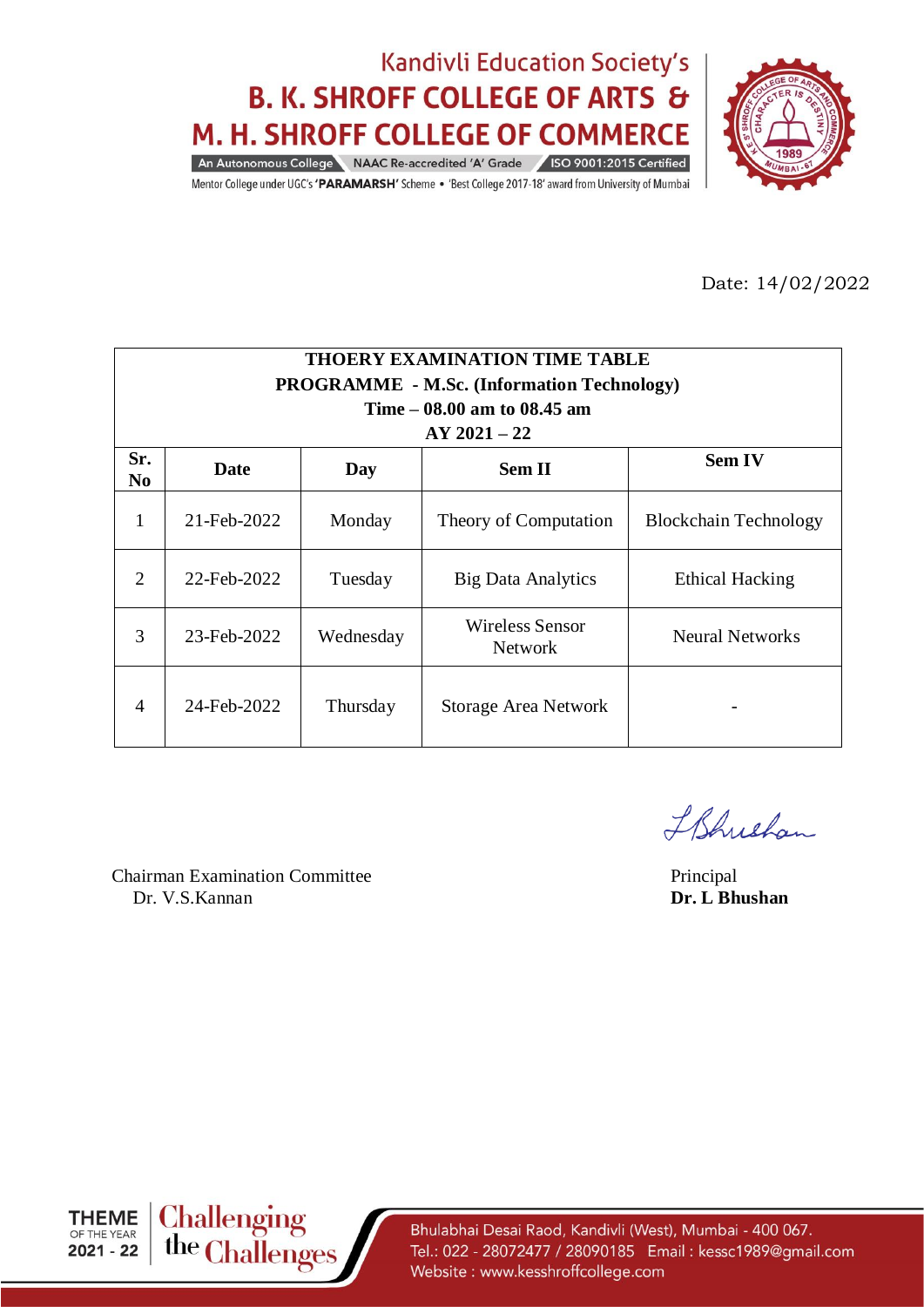Kandivli Education Society's

**B. K. SHROFF COLLEGE OF ARTS & M. H. SHROFF COLLEGE OF COMMERCE**

An Autonomous College | NAAC Re-accredited 'A' Grade | ISO 9001:2015 Certified

Mentor College under UGC's **'PARAMARSH'** Scheme • 'Best College 2017-18' award from University of Mumbai

Date: 14/02/2022

**THOERY EXAMINATION TIME TABLE**
**PROGRAMME - M.Sc. (Information Technology)**
**Time – 08.00 am to 08.45 am**
**AY 2021 – 22**

| Sr. No | Date | Day | Sem II | Sem IV |
|---|---|---|---|---|
| 1 | 21-Feb-2022 | Monday | Theory of Computation | Blockchain Technology |
| 2 | 22-Feb-2022 | Tuesday | Big Data Analytics | Ethical Hacking |
| 3 | 23-Feb-2022 | Wednesday | Wireless Sensor Network | Neural Networks |
| 4 | 24-Feb-2022 | Thursday | Storage Area Network | - |

Chairman Examination Committee
Dr. V.S.Kannan

Principal
**Dr. L Bhushan**

THEME OF THE YEAR 2021 - 22 | Challenging the Challenges

Bhulabhai Desai Raod, Kandivli (West), Mumbai - 400 067.
Tel.: 022 - 28072477 / 28090185 Email : kessc1989@gmail.com
Website : www.kesshroffcollege.com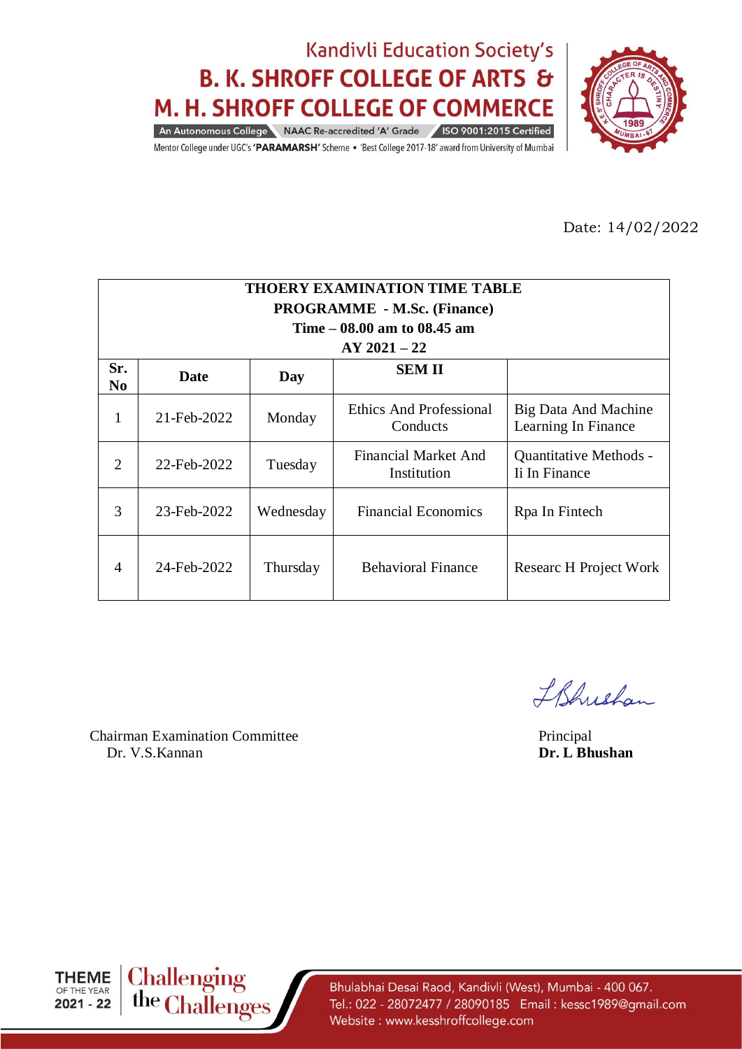Kandivli Education Society's

# B. K. SHROFF COLLEGE OF ARTS & M. H. SHROFF COLLEGE OF COMMERCE

An Autonomous College | NAAC Re-accredited 'A' Grade | ISO 9001:2015 Certified

Mentor College under UGC's **'PARAMARSH'** Scheme • 'Best College 2017-18' award from University of Mumbai

Date: 14/02/2022

| THOERY EXAMINATION TIME TABLE<br>PROGRAMME - M.Sc. (Finance)<br>Time – 08.00 am to 08.45 am<br>AY 2021 – 22 | | | | |
|---|---|---|---|---|
| **Sr. No** | **Date** | **Day** | **SEM II** | |
| 1 | 21-Feb-2022 | Monday | Ethics And Professional Conducts | Big Data And Machine Learning In Finance |
| 2 | 22-Feb-2022 | Tuesday | Financial Market And Institution | Quantitative Methods - Ii In Finance |
| 3 | 23-Feb-2022 | Wednesday | Financial Economics | Rpa In Fintech |
| 4 | 24-Feb-2022 | Thursday | Behavioral Finance | Researc H Project Work |

Chairman Examination Committee
Dr. V.S.Kannan

Principal
**Dr. L Bhushan**

THEME OF THE YEAR 2021 - 22 Challenging the Challenges

Bhulabhai Desai Raod, Kandivli (West), Mumbai - 400 067.
Tel.: 022 - 28072477 / 28090185 Email : kessc1989@gmail.com
Website : www.kesshroffcollege.com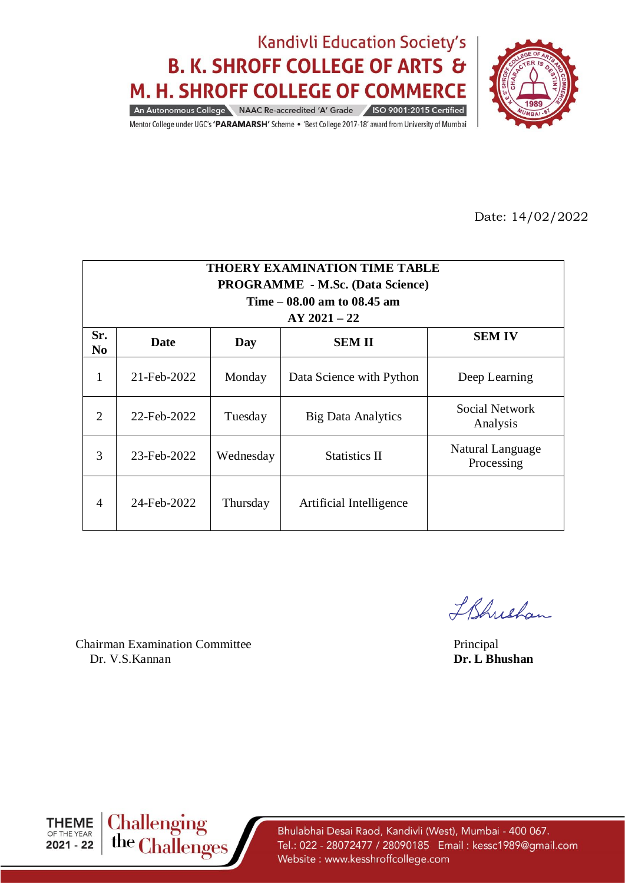Kandivli Education Society's

**B. K. SHROFF COLLEGE OF ARTS &**

**M. H. SHROFF COLLEGE OF COMMERCE**

An Autonomous College | NAAC Re-accredited 'A' Grade | ISO 9001:2015 Certified

Mentor College under UGC's **'PARAMARSH'** Scheme • 'Best College 2017-18' award from University of Mumbai

Date: 14/02/2022

| THOERY EXAMINATION TIME TABLE<br>PROGRAMME - M.Sc. (Data Science)<br>Time – 08.00 am to 08.45 am<br>AY 2021 – 22 | | | | |
|---|---|---|---|---|
| **Sr. No** | **Date** | **Day** | **SEM II** | **SEM IV** |
| 1 | 21-Feb-2022 | Monday | Data Science with Python | Deep Learning |
| 2 | 22-Feb-2022 | Tuesday | Big Data Analytics | Social Network Analysis |
| 3 | 23-Feb-2022 | Wednesday | Statistics II | Natural Language Processing |
| 4 | 24-Feb-2022 | Thursday | Artificial Intelligence | |

Chairman Examination Committee
Dr. V.S.Kannan

Principal
**Dr. L Bhushan**

THEME OF THE YEAR 2021 - 22 Challenging the Challenges

Bhulabhai Desai Raod, Kandivli (West), Mumbai - 400 067.
Tel.: 022 - 28072477 / 28090185 Email : kessc1989@gmail.com
Website : www.kesshroffcollege.com